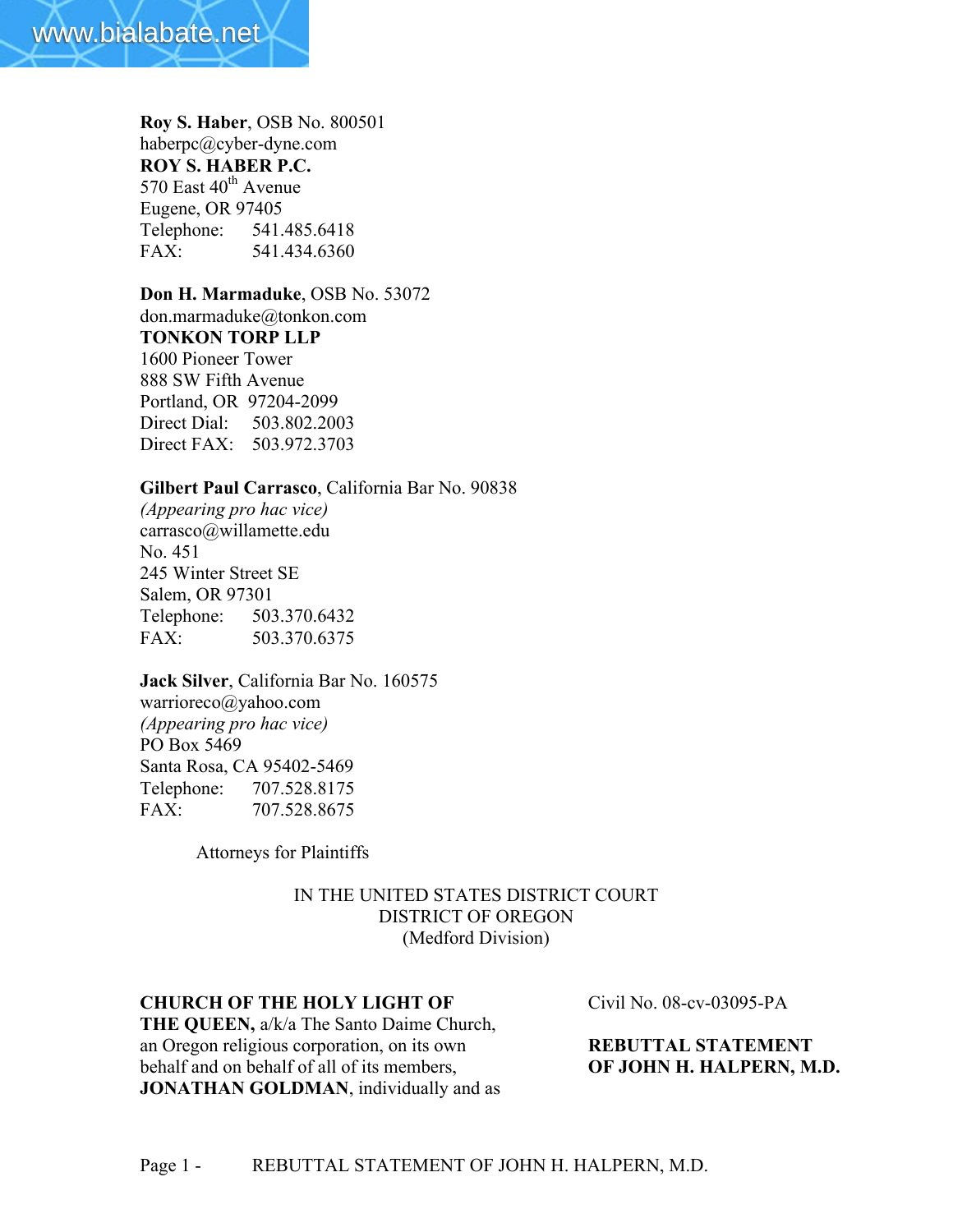**Roy S. Haber**, OSB No. 800501
haberpc@cyber-dyne.com
**ROY S. HABER P.C.**
570 East 40th Avenue
Eugene, OR 97405
Telephone: 541.485.6418
FAX: 541.434.6360

**Don H. Marmaduke**, OSB No. 53072
don.marmaduke@tonkon.com
**TONKON TORP LLP**
1600 Pioneer Tower
888 SW Fifth Avenue
Portland, OR 97204-2099
Direct Dial: 503.802.2003
Direct FAX: 503.972.3703

**Gilbert Paul Carrasco**, California Bar No. 90838
*(Appearing pro hac vice)*
carrasco@willamette.edu
No. 451
245 Winter Street SE
Salem, OR 97301
Telephone: 503.370.6432
FAX: 503.370.6375

**Jack Silver**, California Bar No. 160575
warrioreco@yahoo.com
*(Appearing pro hac vice)*
PO Box 5469
Santa Rosa, CA 95402-5469
Telephone: 707.528.8175
FAX: 707.528.8675

Attorneys for Plaintiffs

IN THE UNITED STATES DISTRICT COURT
DISTRICT OF OREGON
(Medford Division)

**CHURCH OF THE HOLY LIGHT OF THE QUEEN,** a/k/a The Santo Daime Church, an Oregon religious corporation, on its own behalf and on behalf of all of its members, **JONATHAN GOLDMAN**, individually and as

Civil No. 08-cv-03095-PA

**REBUTTAL STATEMENT OF JOHN H. HALPERN, M.D.**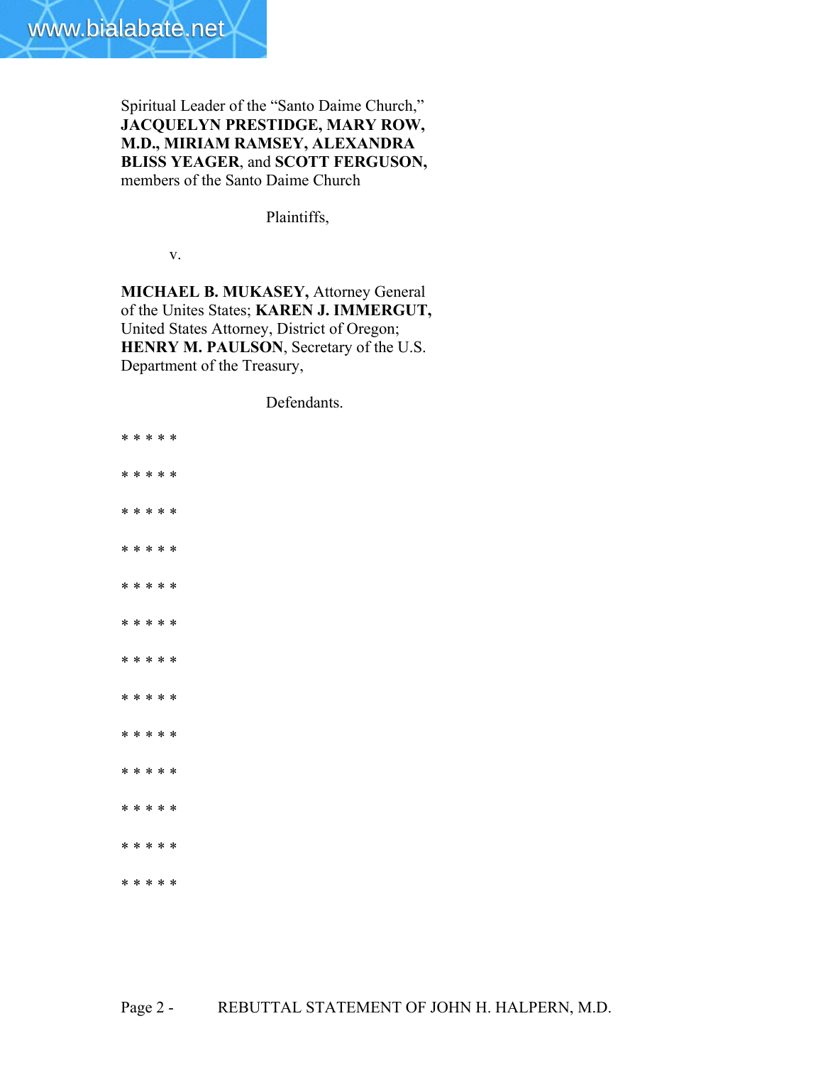Spiritual Leader of the "Santo Daime Church," **JACQUELYN PRESTIDGE, MARY ROW, M.D., MIRIAM RAMSEY, ALEXANDRA BLISS YEAGER**, and **SCOTT FERGUSON,** members of the Santo Daime Church

Plaintiffs,

v.

**MICHAEL B. MUKASEY,** Attorney General of the Unites States; **KAREN J. IMMERGUT,** United States Attorney, District of Oregon; **HENRY M. PAULSON**, Secretary of the U.S. Department of the Treasury,

Defendants.

* * * * *

* * * * *

* * * * *

* * * * *

* * * * *

* * * * *

* * * * *

* * * * *

* * * * *

* * * * *

* * * * *

* * * * *

* * * * *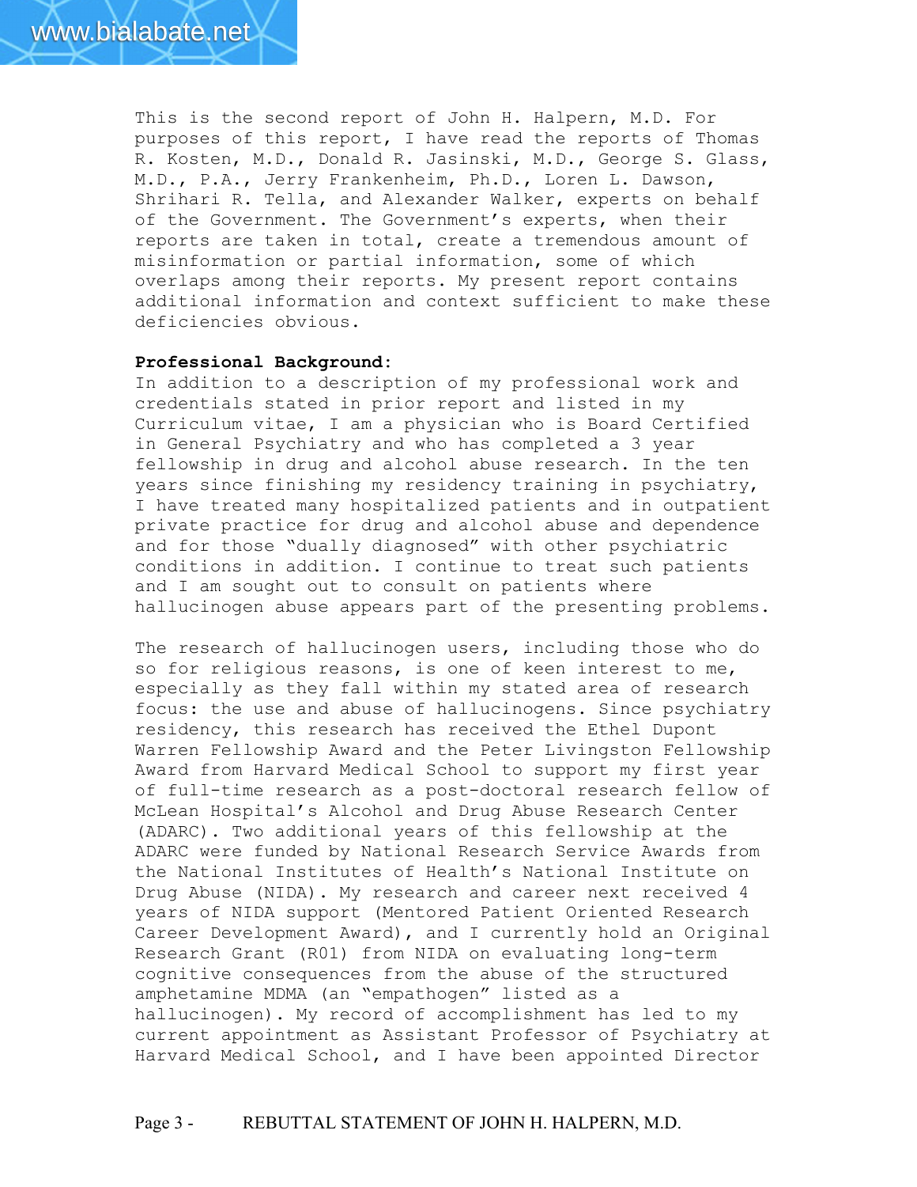This is the second report of John H. Halpern, M.D. For purposes of this report, I have read the reports of Thomas R. Kosten, M.D., Donald R. Jasinski, M.D., George S. Glass, M.D., P.A., Jerry Frankenheim, Ph.D., Loren L. Dawson, Shrihari R. Tella, and Alexander Walker, experts on behalf of the Government. The Government's experts, when their reports are taken in total, create a tremendous amount of misinformation or partial information, some of which overlaps among their reports. My present report contains additional information and context sufficient to make these deficiencies obvious.

**Professional Background:**

In addition to a description of my professional work and credentials stated in prior report and listed in my Curriculum vitae, I am a physician who is Board Certified in General Psychiatry and who has completed a 3 year fellowship in drug and alcohol abuse research. In the ten years since finishing my residency training in psychiatry, I have treated many hospitalized patients and in outpatient private practice for drug and alcohol abuse and dependence and for those "dually diagnosed" with other psychiatric conditions in addition. I continue to treat such patients and I am sought out to consult on patients where hallucinogen abuse appears part of the presenting problems.

The research of hallucinogen users, including those who do so for religious reasons, is one of keen interest to me, especially as they fall within my stated area of research focus: the use and abuse of hallucinogens. Since psychiatry residency, this research has received the Ethel Dupont Warren Fellowship Award and the Peter Livingston Fellowship Award from Harvard Medical School to support my first year of full-time research as a post-doctoral research fellow of McLean Hospital's Alcohol and Drug Abuse Research Center (ADARC). Two additional years of this fellowship at the ADARC were funded by National Research Service Awards from the National Institutes of Health's National Institute on Drug Abuse (NIDA). My research and career next received 4 years of NIDA support (Mentored Patient Oriented Research Career Development Award), and I currently hold an Original Research Grant (R01) from NIDA on evaluating long-term cognitive consequences from the abuse of the structured amphetamine MDMA (an "empathogen" listed as a hallucinogen). My record of accomplishment has led to my current appointment as Assistant Professor of Psychiatry at Harvard Medical School, and I have been appointed Director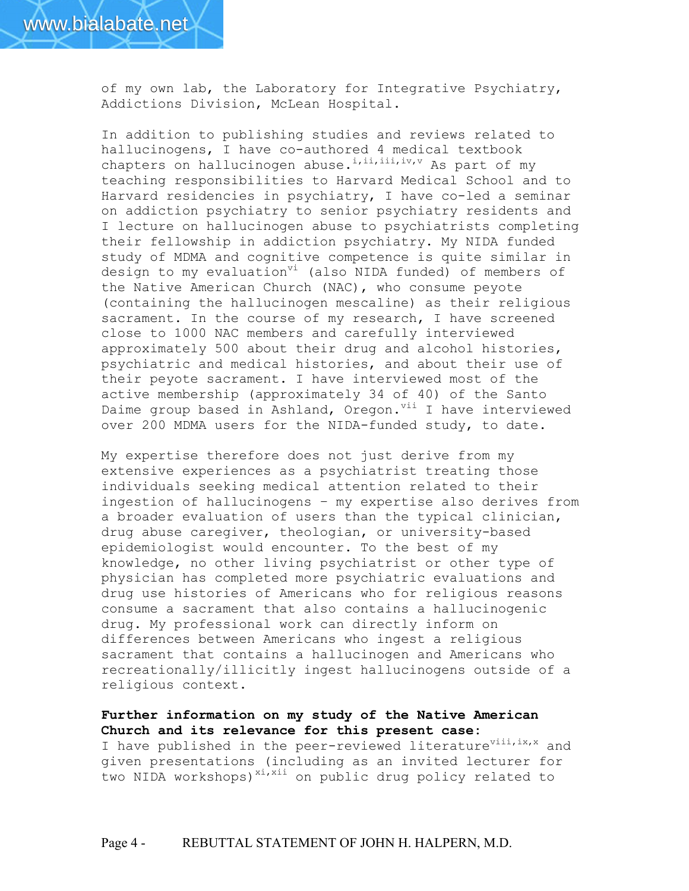of my own lab, the Laboratory for Integrative Psychiatry, Addictions Division, McLean Hospital.

In addition to publishing studies and reviews related to hallucinogens, I have co-authored 4 medical textbook chapters on hallucinogen abuse.[i,ii,iii,iv,v] As part of my teaching responsibilities to Harvard Medical School and to Harvard residencies in psychiatry, I have co-led a seminar on addiction psychiatry to senior psychiatry residents and I lecture on hallucinogen abuse to psychiatrists completing their fellowship in addiction psychiatry. My NIDA funded study of MDMA and cognitive competence is quite similar in design to my evaluation[vi] (also NIDA funded) of members of the Native American Church (NAC), who consume peyote (containing the hallucinogen mescaline) as their religious sacrament. In the course of my research, I have screened close to 1000 NAC members and carefully interviewed approximately 500 about their drug and alcohol histories, psychiatric and medical histories, and about their use of their peyote sacrament. I have interviewed most of the active membership (approximately 34 of 40) of the Santo Daime group based in Ashland, Oregon.[vii] I have interviewed over 200 MDMA users for the NIDA-funded study, to date.

My expertise therefore does not just derive from my extensive experiences as a psychiatrist treating those individuals seeking medical attention related to their ingestion of hallucinogens – my expertise also derives from a broader evaluation of users than the typical clinician, drug abuse caregiver, theologian, or university-based epidemiologist would encounter. To the best of my knowledge, no other living psychiatrist or other type of physician has completed more psychiatric evaluations and drug use histories of Americans who for religious reasons consume a sacrament that also contains a hallucinogenic drug. My professional work can directly inform on differences between Americans who ingest a religious sacrament that contains a hallucinogen and Americans who recreationally/illicitly ingest hallucinogens outside of a religious context.

**Further information on my study of the Native American Church and its relevance for this present case:**
I have published in the peer-reviewed literature[viii,ix,x] and given presentations (including as an invited lecturer for two NIDA workshops)[xi,xii] on public drug policy related to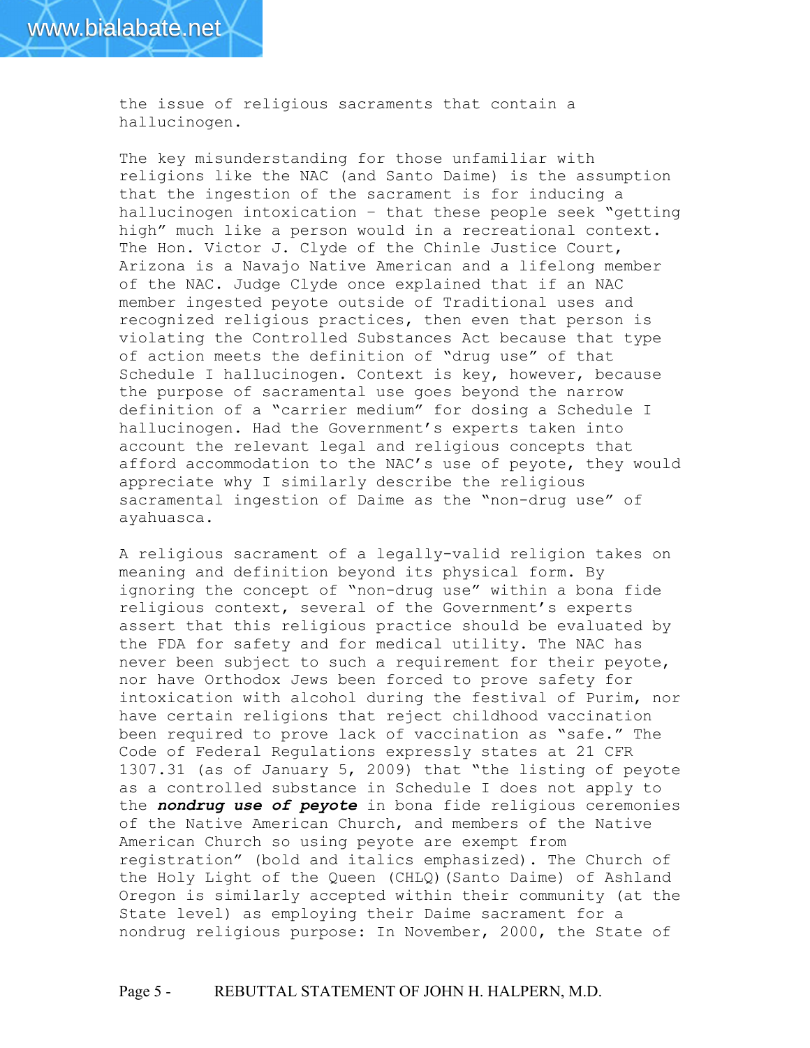the issue of religious sacraments that contain a hallucinogen.

The key misunderstanding for those unfamiliar with religions like the NAC (and Santo Daime) is the assumption that the ingestion of the sacrament is for inducing a hallucinogen intoxication – that these people seek "getting high" much like a person would in a recreational context. The Hon. Victor J. Clyde of the Chinle Justice Court, Arizona is a Navajo Native American and a lifelong member of the NAC. Judge Clyde once explained that if an NAC member ingested peyote outside of Traditional uses and recognized religious practices, then even that person is violating the Controlled Substances Act because that type of action meets the definition of "drug use" of that Schedule I hallucinogen. Context is key, however, because the purpose of sacramental use goes beyond the narrow definition of a "carrier medium" for dosing a Schedule I hallucinogen. Had the Government's experts taken into account the relevant legal and religious concepts that afford accommodation to the NAC's use of peyote, they would appreciate why I similarly describe the religious sacramental ingestion of Daime as the "non-drug use" of ayahuasca.

A religious sacrament of a legally-valid religion takes on meaning and definition beyond its physical form. By ignoring the concept of "non-drug use" within a bona fide religious context, several of the Government's experts assert that this religious practice should be evaluated by the FDA for safety and for medical utility. The NAC has never been subject to such a requirement for their peyote, nor have Orthodox Jews been forced to prove safety for intoxication with alcohol during the festival of Purim, nor have certain religions that reject childhood vaccination been required to prove lack of vaccination as "safe." The Code of Federal Regulations expressly states at 21 CFR 1307.31 (as of January 5, 2009) that "the listing of peyote as a controlled substance in Schedule I does not apply to the ***nondrug use of peyote*** in bona fide religious ceremonies of the Native American Church, and members of the Native American Church so using peyote are exempt from registration" (bold and italics emphasized). The Church of the Holy Light of the Queen (CHLQ)(Santo Daime) of Ashland Oregon is similarly accepted within their community (at the State level) as employing their Daime sacrament for a nondrug religious purpose: In November, 2000, the State of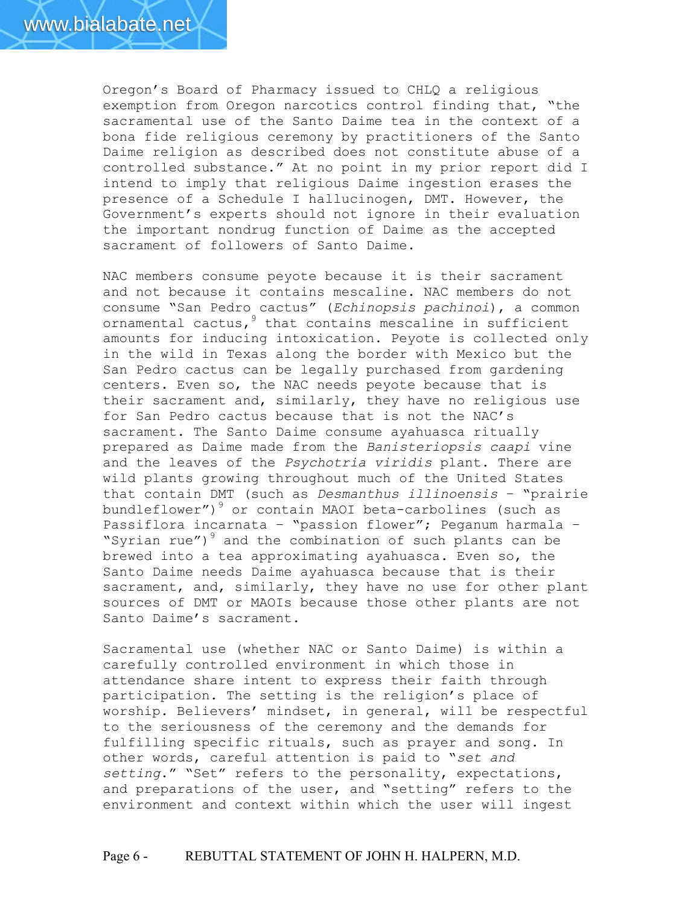Oregon's Board of Pharmacy issued to CHLQ a religious exemption from Oregon narcotics control finding that, "the sacramental use of the Santo Daime tea in the context of a bona fide religious ceremony by practitioners of the Santo Daime religion as described does not constitute abuse of a controlled substance." At no point in my prior report did I intend to imply that religious Daime ingestion erases the presence of a Schedule I hallucinogen, DMT. However, the Government's experts should not ignore in their evaluation the important nondrug function of Daime as the accepted sacrament of followers of Santo Daime.

NAC members consume peyote because it is their sacrament and not because it contains mescaline. NAC members do not consume "San Pedro cactus" (*Echinopsis pachinoi*), a common ornamental cactus,[9] that contains mescaline in sufficient amounts for inducing intoxication. Peyote is collected only in the wild in Texas along the border with Mexico but the San Pedro cactus can be legally purchased from gardening centers. Even so, the NAC needs peyote because that is their sacrament and, similarly, they have no religious use for San Pedro cactus because that is not the NAC's sacrament. The Santo Daime consume ayahuasca ritually prepared as Daime made from the *Banisteriopsis caapi* vine and the leaves of the *Psychotria viridis* plant. There are wild plants growing throughout much of the United States that contain DMT (such as *Desmanthus illinoensis* – "prairie bundleflower")[9] or contain MAOI beta-carbolines (such as Passiflora incarnata – "passion flower"; Peganum harmala – "Syrian rue")[9] and the combination of such plants can be brewed into a tea approximating ayahuasca. Even so, the Santo Daime needs Daime ayahuasca because that is their sacrament, and, similarly, they have no use for other plant sources of DMT or MAOIs because those other plants are not Santo Daime's sacrament.

Sacramental use (whether NAC or Santo Daime) is within a carefully controlled environment in which those in attendance share intent to express their faith through participation. The setting is the religion's place of worship. Believers' mindset, in general, will be respectful to the seriousness of the ceremony and the demands for fulfilling specific rituals, such as prayer and song. In other words, careful attention is paid to "*set and setting*." "Set" refers to the personality, expectations, and preparations of the user, and "setting" refers to the environment and context within which the user will ingest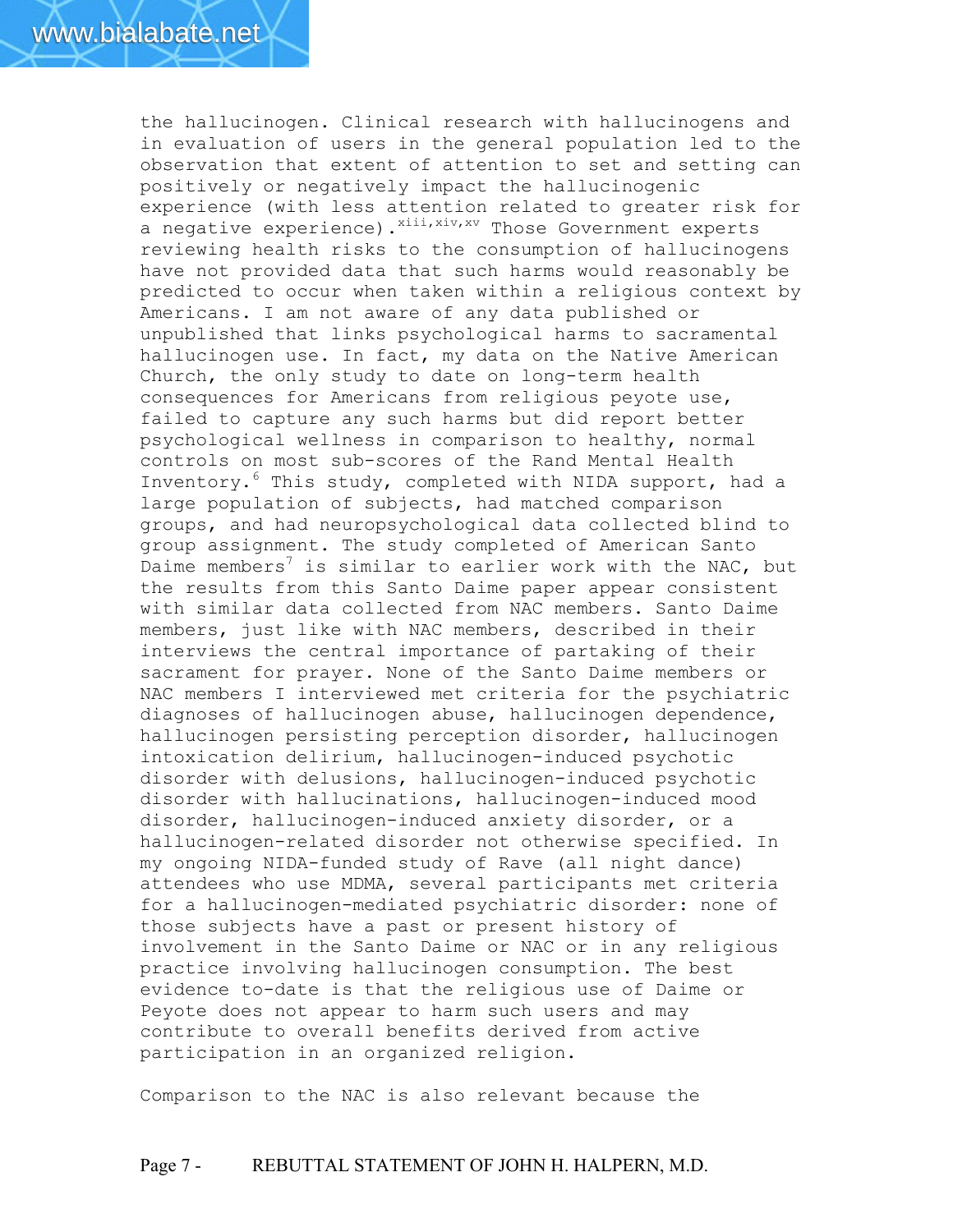the hallucinogen. Clinical research with hallucinogens and in evaluation of users in the general population led to the observation that extent of attention to set and setting can positively or negatively impact the hallucinogenic experience (with less attention related to greater risk for a negative experience).[xiii,xiv,xv] Those Government experts reviewing health risks to the consumption of hallucinogens have not provided data that such harms would reasonably be predicted to occur when taken within a religious context by Americans. I am not aware of any data published or unpublished that links psychological harms to sacramental hallucinogen use. In fact, my data on the Native American Church, the only study to date on long-term health consequences for Americans from religious peyote use, failed to capture any such harms but did report better psychological wellness in comparison to healthy, normal controls on most sub-scores of the Rand Mental Health Inventory.[6] This study, completed with NIDA support, had a large population of subjects, had matched comparison groups, and had neuropsychological data collected blind to group assignment. The study completed of American Santo Daime members[7] is similar to earlier work with the NAC, but the results from this Santo Daime paper appear consistent with similar data collected from NAC members. Santo Daime members, just like with NAC members, described in their interviews the central importance of partaking of their sacrament for prayer. None of the Santo Daime members or NAC members I interviewed met criteria for the psychiatric diagnoses of hallucinogen abuse, hallucinogen dependence, hallucinogen persisting perception disorder, hallucinogen intoxication delirium, hallucinogen-induced psychotic disorder with delusions, hallucinogen-induced psychotic disorder with hallucinations, hallucinogen-induced mood disorder, hallucinogen-induced anxiety disorder, or a hallucinogen-related disorder not otherwise specified. In my ongoing NIDA-funded study of Rave (all night dance) attendees who use MDMA, several participants met criteria for a hallucinogen-mediated psychiatric disorder: none of those subjects have a past or present history of involvement in the Santo Daime or NAC or in any religious practice involving hallucinogen consumption. The best evidence to-date is that the religious use of Daime or Peyote does not appear to harm such users and may contribute to overall benefits derived from active participation in an organized religion.

Comparison to the NAC is also relevant because the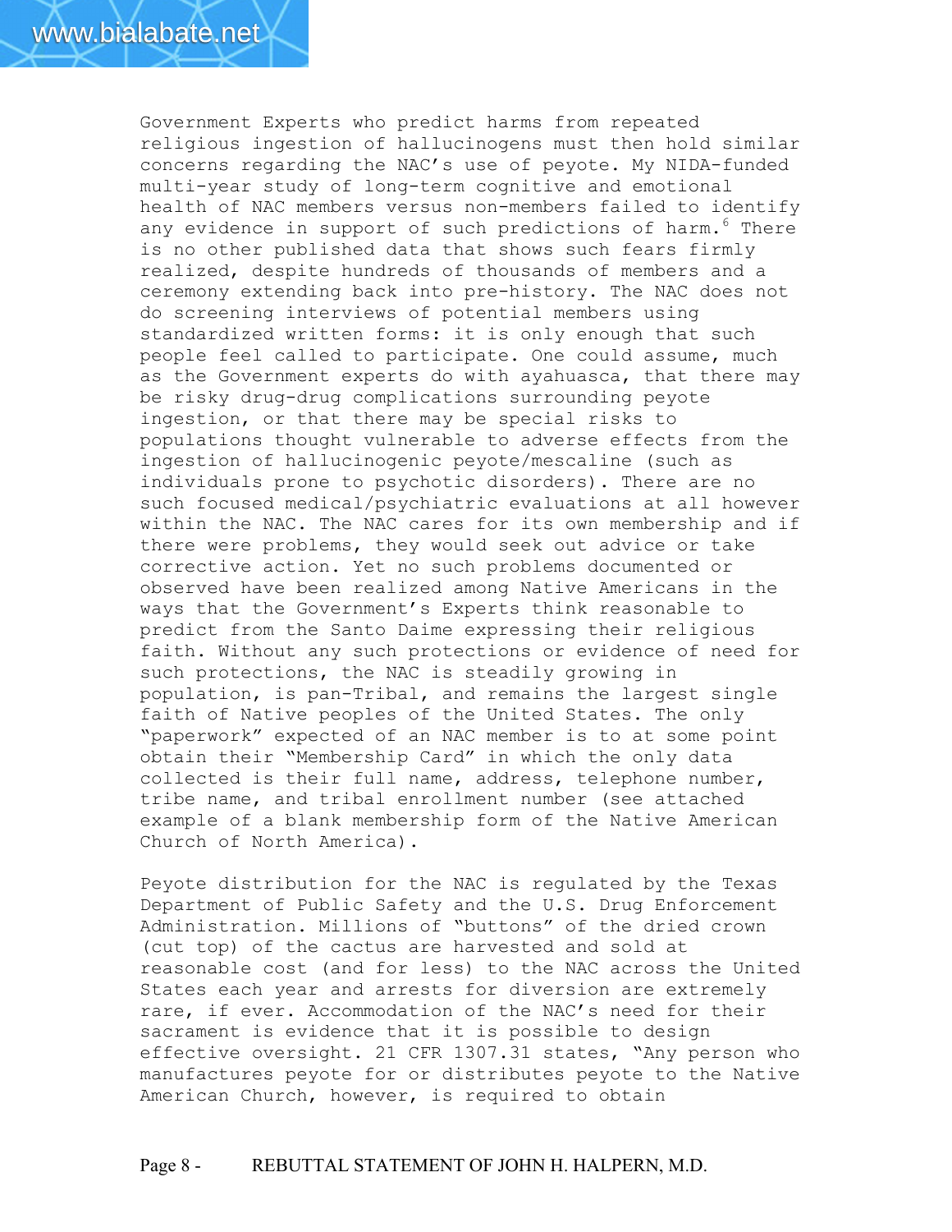Government Experts who predict harms from repeated religious ingestion of hallucinogens must then hold similar concerns regarding the NAC's use of peyote. My NIDA-funded multi-year study of long-term cognitive and emotional health of NAC members versus non-members failed to identify any evidence in support of such predictions of harm.[6] There is no other published data that shows such fears firmly realized, despite hundreds of thousands of members and a ceremony extending back into pre-history. The NAC does not do screening interviews of potential members using standardized written forms: it is only enough that such people feel called to participate. One could assume, much as the Government experts do with ayahuasca, that there may be risky drug-drug complications surrounding peyote ingestion, or that there may be special risks to populations thought vulnerable to adverse effects from the ingestion of hallucinogenic peyote/mescaline (such as individuals prone to psychotic disorders). There are no such focused medical/psychiatric evaluations at all however within the NAC. The NAC cares for its own membership and if there were problems, they would seek out advice or take corrective action. Yet no such problems documented or observed have been realized among Native Americans in the ways that the Government's Experts think reasonable to predict from the Santo Daime expressing their religious faith. Without any such protections or evidence of need for such protections, the NAC is steadily growing in population, is pan-Tribal, and remains the largest single faith of Native peoples of the United States. The only "paperwork" expected of an NAC member is to at some point obtain their "Membership Card" in which the only data collected is their full name, address, telephone number, tribe name, and tribal enrollment number (see attached example of a blank membership form of the Native American Church of North America).

Peyote distribution for the NAC is regulated by the Texas Department of Public Safety and the U.S. Drug Enforcement Administration. Millions of "buttons" of the dried crown (cut top) of the cactus are harvested and sold at reasonable cost (and for less) to the NAC across the United States each year and arrests for diversion are extremely rare, if ever. Accommodation of the NAC's need for their sacrament is evidence that it is possible to design effective oversight. 21 CFR 1307.31 states, "Any person who manufactures peyote for or distributes peyote to the Native American Church, however, is required to obtain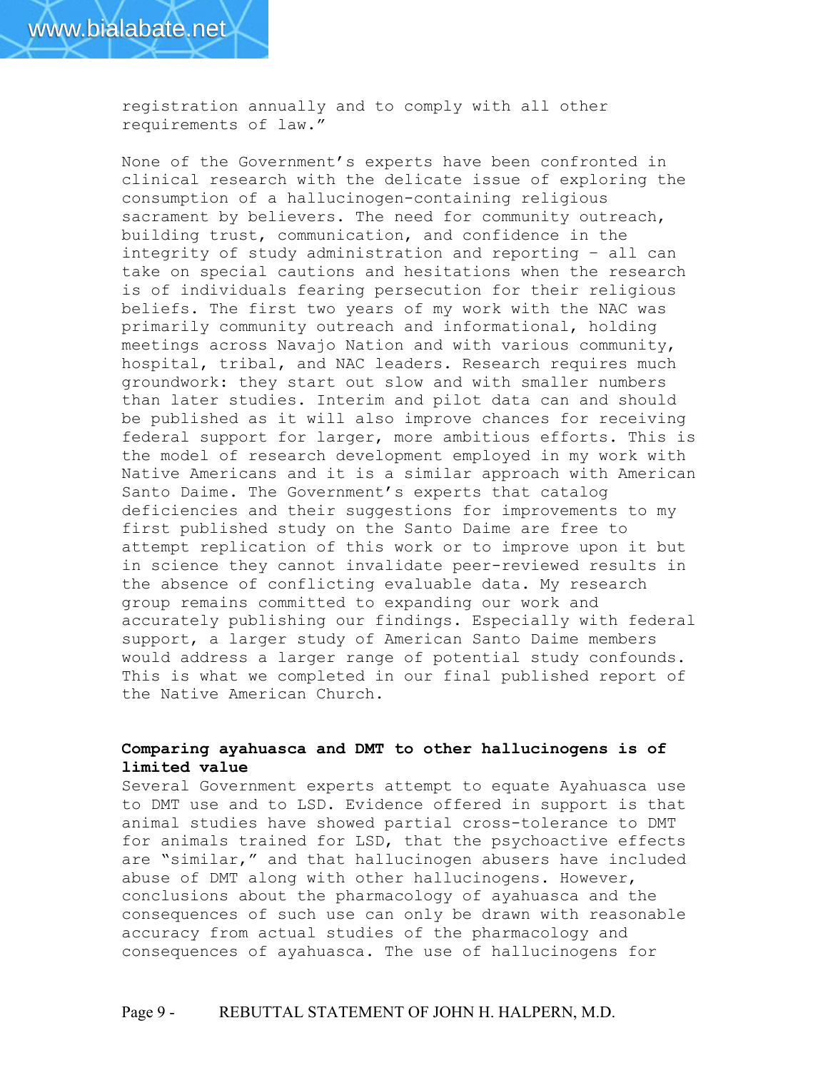registration annually and to comply with all other requirements of law."

None of the Government's experts have been confronted in clinical research with the delicate issue of exploring the consumption of a hallucinogen-containing religious sacrament by believers. The need for community outreach, building trust, communication, and confidence in the integrity of study administration and reporting – all can take on special cautions and hesitations when the research is of individuals fearing persecution for their religious beliefs. The first two years of my work with the NAC was primarily community outreach and informational, holding meetings across Navajo Nation and with various community, hospital, tribal, and NAC leaders. Research requires much groundwork: they start out slow and with smaller numbers than later studies. Interim and pilot data can and should be published as it will also improve chances for receiving federal support for larger, more ambitious efforts. This is the model of research development employed in my work with Native Americans and it is a similar approach with American Santo Daime. The Government's experts that catalog deficiencies and their suggestions for improvements to my first published study on the Santo Daime are free to attempt replication of this work or to improve upon it but in science they cannot invalidate peer-reviewed results in the absence of conflicting evaluable data. My research group remains committed to expanding our work and accurately publishing our findings. Especially with federal support, a larger study of American Santo Daime members would address a larger range of potential study confounds. This is what we completed in our final published report of the Native American Church.

**Comparing ayahuasca and DMT to other hallucinogens is of limited value**

Several Government experts attempt to equate Ayahuasca use to DMT use and to LSD. Evidence offered in support is that animal studies have showed partial cross-tolerance to DMT for animals trained for LSD, that the psychoactive effects are "similar," and that hallucinogen abusers have included abuse of DMT along with other hallucinogens. However, conclusions about the pharmacology of ayahuasca and the consequences of such use can only be drawn with reasonable accuracy from actual studies of the pharmacology and consequences of ayahuasca. The use of hallucinogens for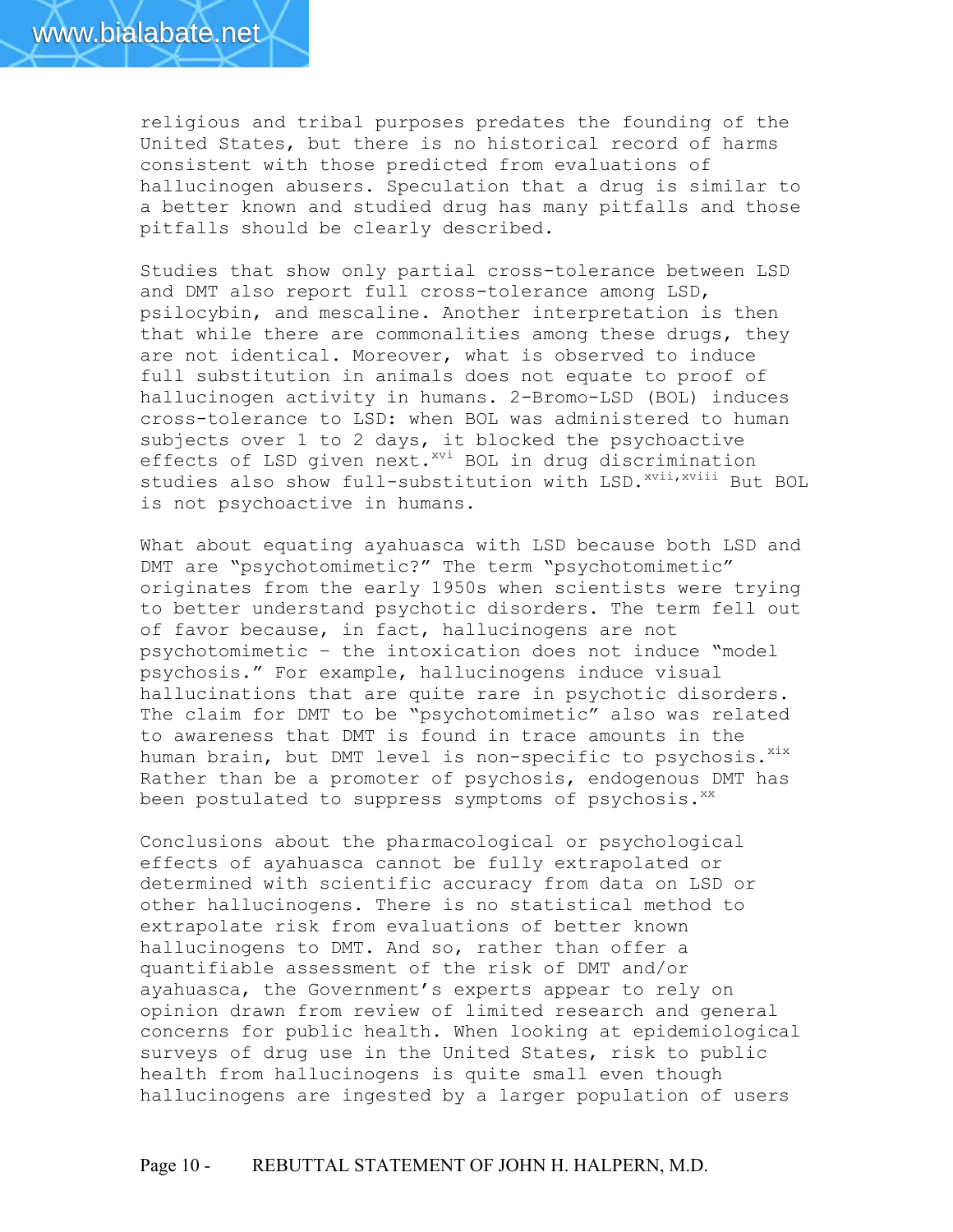religious and tribal purposes predates the founding of the United States, but there is no historical record of harms consistent with those predicted from evaluations of hallucinogen abusers. Speculation that a drug is similar to a better known and studied drug has many pitfalls and those pitfalls should be clearly described.

Studies that show only partial cross-tolerance between LSD and DMT also report full cross-tolerance among LSD, psilocybin, and mescaline. Another interpretation is then that while there are commonalities among these drugs, they are not identical. Moreover, what is observed to induce full substitution in animals does not equate to proof of hallucinogen activity in humans. 2-Bromo-LSD (BOL) induces cross-tolerance to LSD: when BOL was administered to human subjects over 1 to 2 days, it blocked the psychoactive effects of LSD given next.[xvi] BOL in drug discrimination studies also show full-substitution with LSD.[xvii,xviii] But BOL is not psychoactive in humans.

What about equating ayahuasca with LSD because both LSD and DMT are "psychotomimetic?" The term "psychotomimetic" originates from the early 1950s when scientists were trying to better understand psychotic disorders. The term fell out of favor because, in fact, hallucinogens are not psychotomimetic – the intoxication does not induce "model psychosis." For example, hallucinogens induce visual hallucinations that are quite rare in psychotic disorders. The claim for DMT to be "psychotomimetic" also was related to awareness that DMT is found in trace amounts in the human brain, but DMT level is non-specific to psychosis.[xix] Rather than be a promoter of psychosis, endogenous DMT has been postulated to suppress symptoms of psychosis.[xx]

Conclusions about the pharmacological or psychological effects of ayahuasca cannot be fully extrapolated or determined with scientific accuracy from data on LSD or other hallucinogens. There is no statistical method to extrapolate risk from evaluations of better known hallucinogens to DMT. And so, rather than offer a quantifiable assessment of the risk of DMT and/or ayahuasca, the Government's experts appear to rely on opinion drawn from review of limited research and general concerns for public health. When looking at epidemiological surveys of drug use in the United States, risk to public health from hallucinogens is quite small even though hallucinogens are ingested by a larger population of users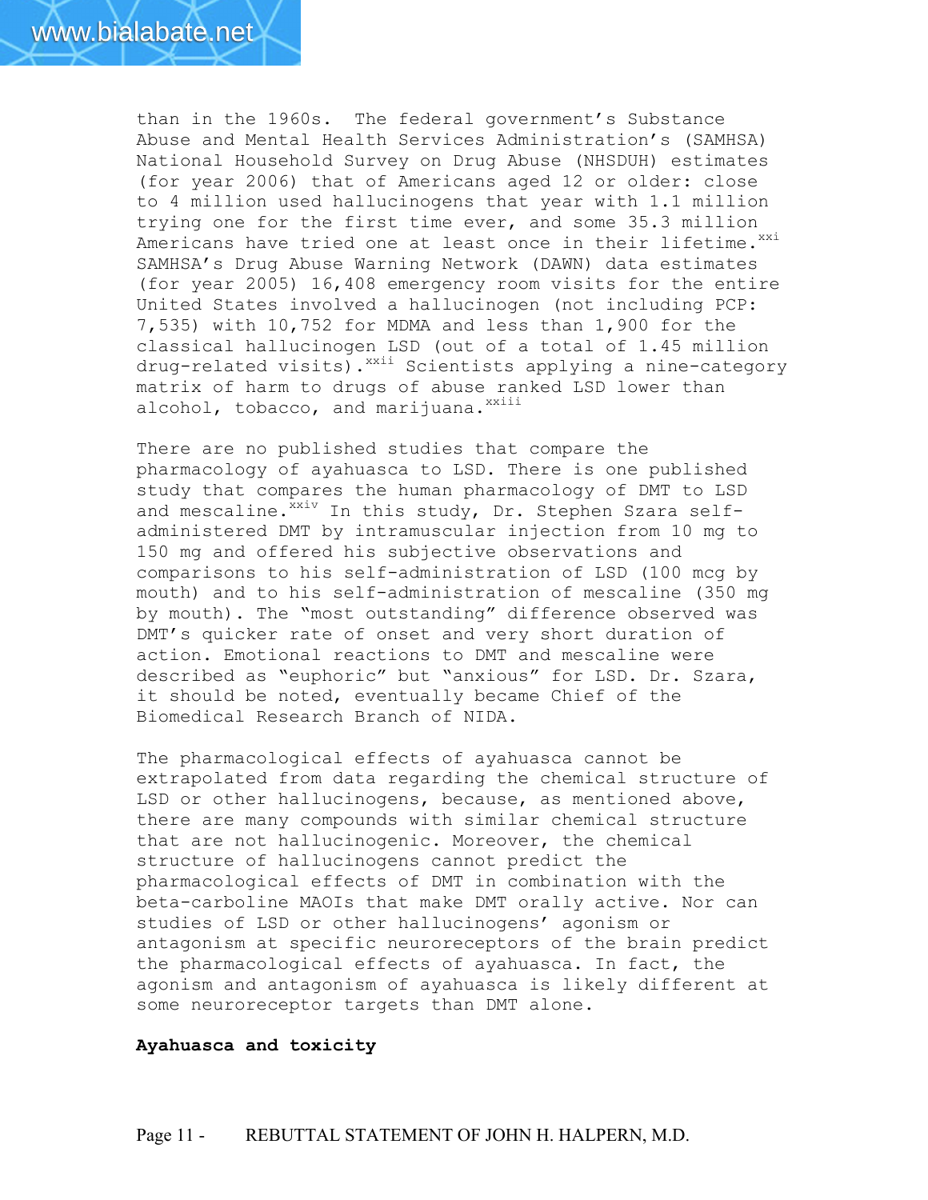than in the 1960s. The federal government's Substance Abuse and Mental Health Services Administration's (SAMHSA) National Household Survey on Drug Abuse (NHSDUH) estimates (for year 2006) that of Americans aged 12 or older: close to 4 million used hallucinogens that year with 1.1 million trying one for the first time ever, and some 35.3 million Americans have tried one at least once in their lifetime.[xxi] SAMHSA's Drug Abuse Warning Network (DAWN) data estimates (for year 2005) 16,408 emergency room visits for the entire United States involved a hallucinogen (not including PCP: 7,535) with 10,752 for MDMA and less than 1,900 for the classical hallucinogen LSD (out of a total of 1.45 million drug-related visits).[xxii] Scientists applying a nine-category matrix of harm to drugs of abuse ranked LSD lower than alcohol, tobacco, and marijuana.[xxiii]

There are no published studies that compare the pharmacology of ayahuasca to LSD. There is one published study that compares the human pharmacology of DMT to LSD and mescaline.[xxiv] In this study, Dr. Stephen Szara self-administered DMT by intramuscular injection from 10 mg to 150 mg and offered his subjective observations and comparisons to his self-administration of LSD (100 mcg by mouth) and to his self-administration of mescaline (350 mg by mouth). The "most outstanding" difference observed was DMT's quicker rate of onset and very short duration of action. Emotional reactions to DMT and mescaline were described as "euphoric" but "anxious" for LSD. Dr. Szara, it should be noted, eventually became Chief of the Biomedical Research Branch of NIDA.

The pharmacological effects of ayahuasca cannot be extrapolated from data regarding the chemical structure of LSD or other hallucinogens, because, as mentioned above, there are many compounds with similar chemical structure that are not hallucinogenic. Moreover, the chemical structure of hallucinogens cannot predict the pharmacological effects of DMT in combination with the beta-carboline MAOIs that make DMT orally active. Nor can studies of LSD or other hallucinogens' agonism or antagonism at specific neuroreceptors of the brain predict the pharmacological effects of ayahuasca. In fact, the agonism and antagonism of ayahuasca is likely different at some neuroreceptor targets than DMT alone.

**Ayahuasca and toxicity**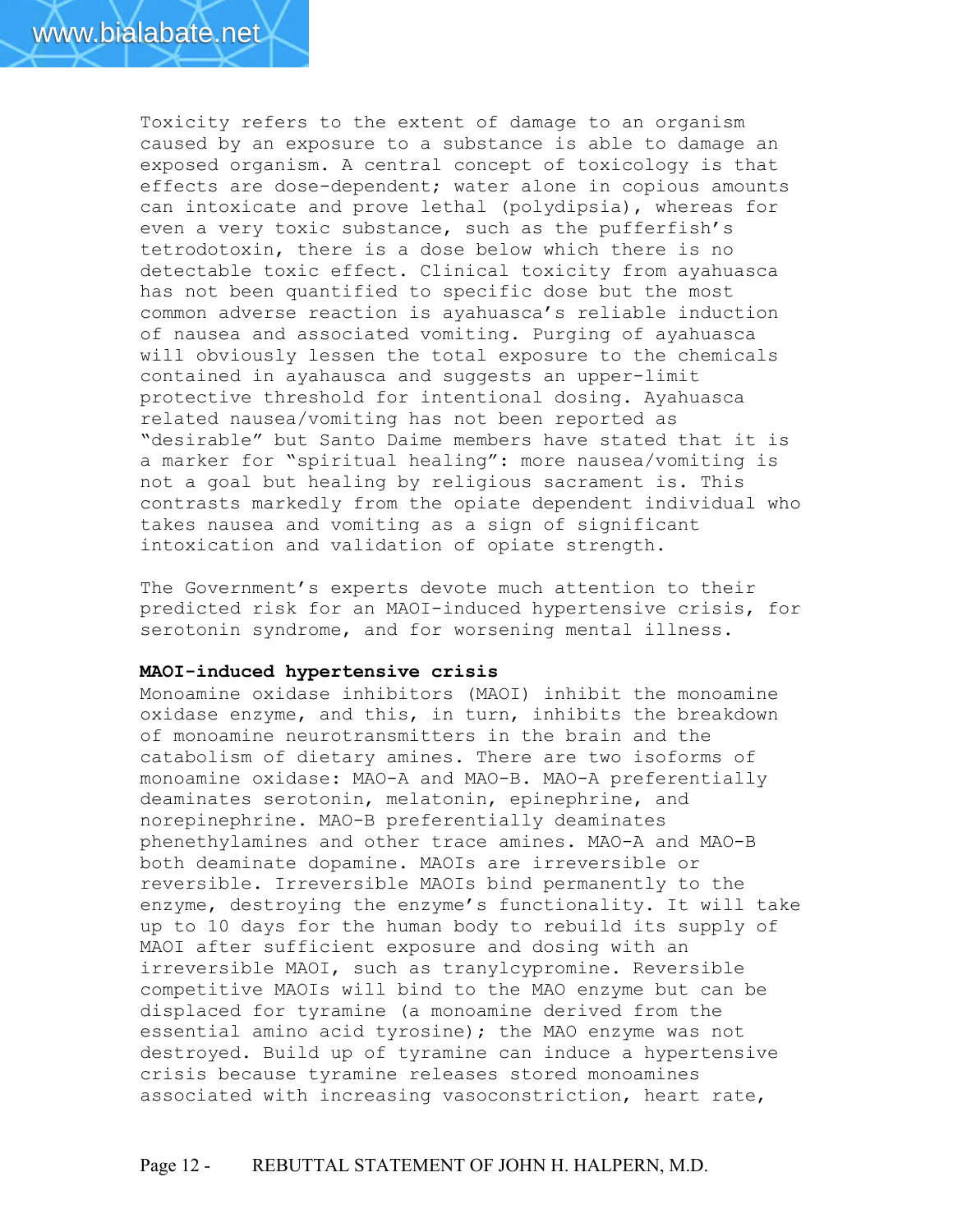Toxicity refers to the extent of damage to an organism caused by an exposure to a substance is able to damage an exposed organism. A central concept of toxicology is that effects are dose-dependent; water alone in copious amounts can intoxicate and prove lethal (polydipsia), whereas for even a very toxic substance, such as the pufferfish's tetrodotoxin, there is a dose below which there is no detectable toxic effect. Clinical toxicity from ayahuasca has not been quantified to specific dose but the most common adverse reaction is ayahuasca's reliable induction of nausea and associated vomiting. Purging of ayahuasca will obviously lessen the total exposure to the chemicals contained in ayahausca and suggests an upper-limit protective threshold for intentional dosing. Ayahuasca related nausea/vomiting has not been reported as "desirable" but Santo Daime members have stated that it is a marker for "spiritual healing": more nausea/vomiting is not a goal but healing by religious sacrament is. This contrasts markedly from the opiate dependent individual who takes nausea and vomiting as a sign of significant intoxication and validation of opiate strength.

The Government's experts devote much attention to their predicted risk for an MAOI-induced hypertensive crisis, for serotonin syndrome, and for worsening mental illness.

**MAOI-induced hypertensive crisis**

Monoamine oxidase inhibitors (MAOI) inhibit the monoamine oxidase enzyme, and this, in turn, inhibits the breakdown of monoamine neurotransmitters in the brain and the catabolism of dietary amines. There are two isoforms of monoamine oxidase: MAO-A and MAO-B. MAO-A preferentially deaminates serotonin, melatonin, epinephrine, and norepinephrine. MAO-B preferentially deaminates phenethylamines and other trace amines. MAO-A and MAO-B both deaminate dopamine. MAOIs are irreversible or reversible. Irreversible MAOIs bind permanently to the enzyme, destroying the enzyme's functionality. It will take up to 10 days for the human body to rebuild its supply of MAOI after sufficient exposure and dosing with an irreversible MAOI, such as tranylcypromine. Reversible competitive MAOIs will bind to the MAO enzyme but can be displaced for tyramine (a monoamine derived from the essential amino acid tyrosine); the MAO enzyme was not destroyed. Build up of tyramine can induce a hypertensive crisis because tyramine releases stored monoamines associated with increasing vasoconstriction, heart rate,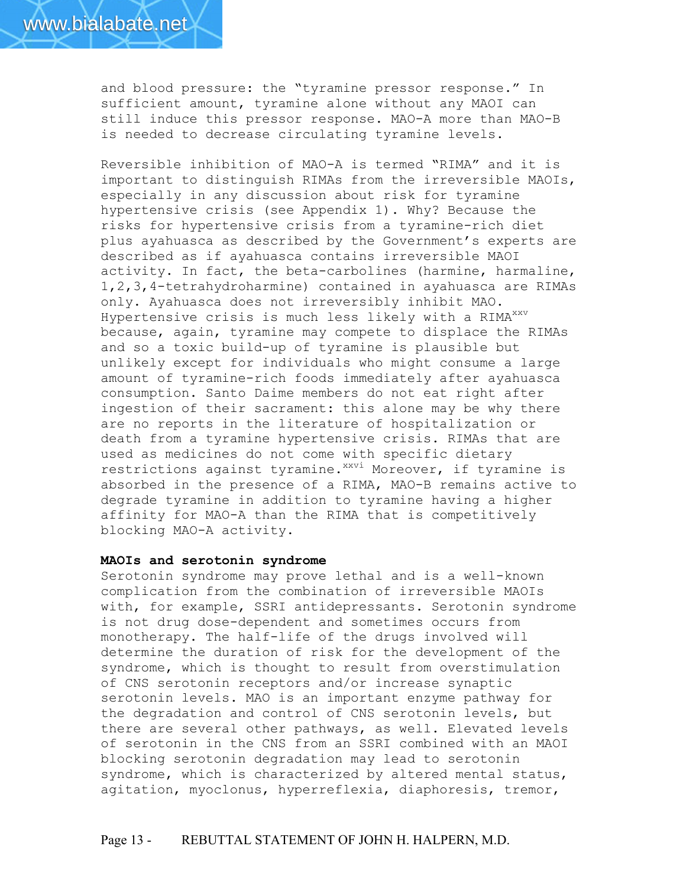and blood pressure: the "tyramine pressor response." In sufficient amount, tyramine alone without any MAOI can still induce this pressor response. MAO-A more than MAO-B is needed to decrease circulating tyramine levels.

Reversible inhibition of MAO-A is termed "RIMA" and it is important to distinguish RIMAs from the irreversible MAOIs, especially in any discussion about risk for tyramine hypertensive crisis (see Appendix 1). Why? Because the risks for hypertensive crisis from a tyramine-rich diet plus ayahuasca as described by the Government's experts are described as if ayahuasca contains irreversible MAOI activity. In fact, the beta-carbolines (harmine, harmaline, 1,2,3,4-tetrahydroharmine) contained in ayahuasca are RIMAs only. Ayahuasca does not irreversibly inhibit MAO. Hypertensive crisis is much less likely with a RIMA[xxv] because, again, tyramine may compete to displace the RIMAs and so a toxic build-up of tyramine is plausible but unlikely except for individuals who might consume a large amount of tyramine-rich foods immediately after ayahuasca consumption. Santo Daime members do not eat right after ingestion of their sacrament: this alone may be why there are no reports in the literature of hospitalization or death from a tyramine hypertensive crisis. RIMAs that are used as medicines do not come with specific dietary restrictions against tyramine.[xxvi] Moreover, if tyramine is absorbed in the presence of a RIMA, MAO-B remains active to degrade tyramine in addition to tyramine having a higher affinity for MAO-A than the RIMA that is competitively blocking MAO-A activity.

**MAOIs and serotonin syndrome**

Serotonin syndrome may prove lethal and is a well-known complication from the combination of irreversible MAOIs with, for example, SSRI antidepressants. Serotonin syndrome is not drug dose-dependent and sometimes occurs from monotherapy. The half-life of the drugs involved will determine the duration of risk for the development of the syndrome, which is thought to result from overstimulation of CNS serotonin receptors and/or increase synaptic serotonin levels. MAO is an important enzyme pathway for the degradation and control of CNS serotonin levels, but there are several other pathways, as well. Elevated levels of serotonin in the CNS from an SSRI combined with an MAOI blocking serotonin degradation may lead to serotonin syndrome, which is characterized by altered mental status, agitation, myoclonus, hyperreflexia, diaphoresis, tremor,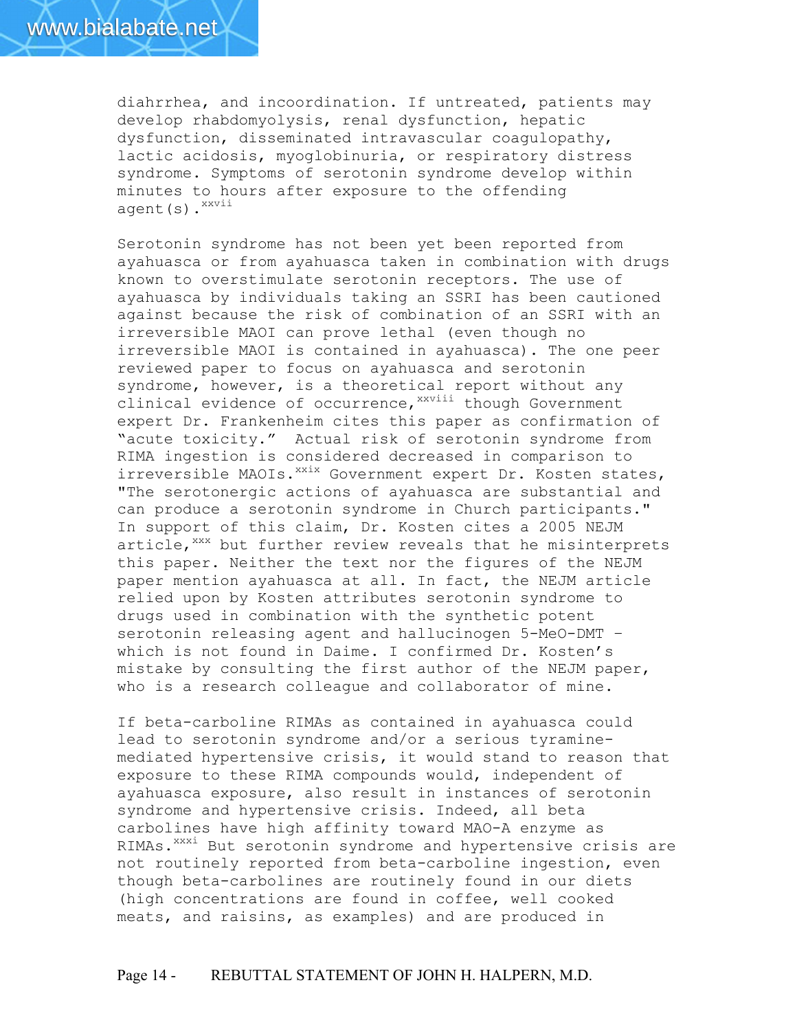diahrrhea, and incoordination. If untreated, patients may develop rhabdomyolysis, renal dysfunction, hepatic dysfunction, disseminated intravascular coagulopathy, lactic acidosis, myoglobinuria, or respiratory distress syndrome. Symptoms of serotonin syndrome develop within minutes to hours after exposure to the offending agent(s).[xxvii]

Serotonin syndrome has not been yet been reported from ayahuasca or from ayahuasca taken in combination with drugs known to overstimulate serotonin receptors. The use of ayahuasca by individuals taking an SSRI has been cautioned against because the risk of combination of an SSRI with an irreversible MAOI can prove lethal (even though no irreversible MAOI is contained in ayahuasca). The one peer reviewed paper to focus on ayahuasca and serotonin syndrome, however, is a theoretical report without any clinical evidence of occurrence,[xxviii] though Government expert Dr. Frankenheim cites this paper as confirmation of "acute toxicity." Actual risk of serotonin syndrome from RIMA ingestion is considered decreased in comparison to irreversible MAOIs.[xxix] Government expert Dr. Kosten states, "The serotonergic actions of ayahuasca are substantial and can produce a serotonin syndrome in Church participants." In support of this claim, Dr. Kosten cites a 2005 NEJM article,[xxx] but further review reveals that he misinterprets this paper. Neither the text nor the figures of the NEJM paper mention ayahuasca at all. In fact, the NEJM article relied upon by Kosten attributes serotonin syndrome to drugs used in combination with the synthetic potent serotonin releasing agent and hallucinogen 5-MeO-DMT – which is not found in Daime. I confirmed Dr. Kosten's mistake by consulting the first author of the NEJM paper, who is a research colleague and collaborator of mine.

If beta-carboline RIMAs as contained in ayahuasca could lead to serotonin syndrome and/or a serious tyramine-mediated hypertensive crisis, it would stand to reason that exposure to these RIMA compounds would, independent of ayahuasca exposure, also result in instances of serotonin syndrome and hypertensive crisis. Indeed, all beta carbolines have high affinity toward MAO-A enzyme as RIMAs.[xxxi] But serotonin syndrome and hypertensive crisis are not routinely reported from beta-carboline ingestion, even though beta-carbolines are routinely found in our diets (high concentrations are found in coffee, well cooked meats, and raisins, as examples) and are produced in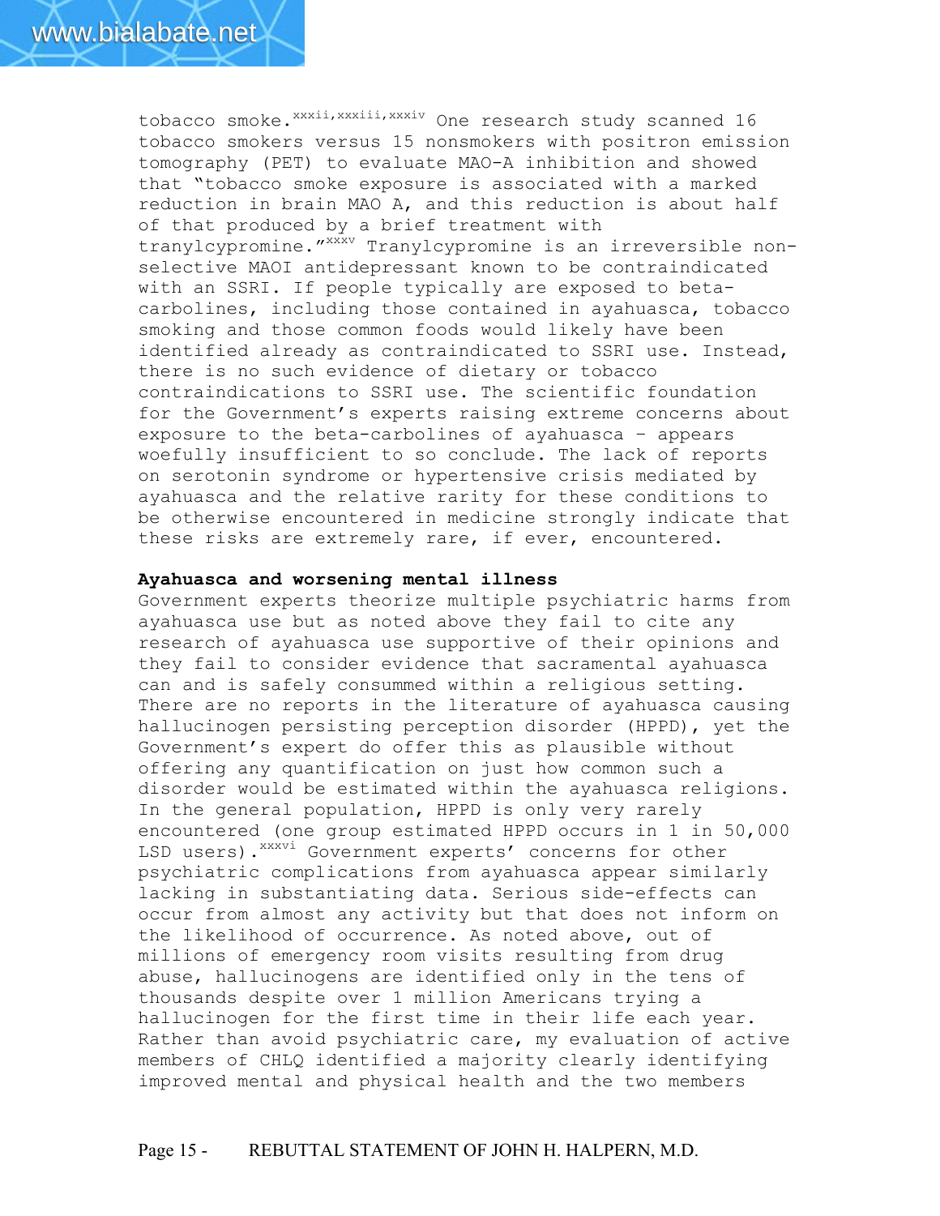tobacco smoke.[xxxii,xxxiii,xxxiv] One research study scanned 16 tobacco smokers versus 15 nonsmokers with positron emission tomography (PET) to evaluate MAO-A inhibition and showed that "tobacco smoke exposure is associated with a marked reduction in brain MAO A, and this reduction is about half of that produced by a brief treatment with tranylcypromine."[xxxv] Tranylcypromine is an irreversible non-selective MAOI antidepressant known to be contraindicated with an SSRI. If people typically are exposed to beta-carbolines, including those contained in ayahuasca, tobacco smoking and those common foods would likely have been identified already as contraindicated to SSRI use. Instead, there is no such evidence of dietary or tobacco contraindications to SSRI use. The scientific foundation for the Government's experts raising extreme concerns about exposure to the beta-carbolines of ayahuasca – appears woefully insufficient to so conclude. The lack of reports on serotonin syndrome or hypertensive crisis mediated by ayahuasca and the relative rarity for these conditions to be otherwise encountered in medicine strongly indicate that these risks are extremely rare, if ever, encountered.

**Ayahuasca and worsening mental illness**

Government experts theorize multiple psychiatric harms from ayahuasca use but as noted above they fail to cite any research of ayahuasca use supportive of their opinions and they fail to consider evidence that sacramental ayahuasca can and is safely consummed within a religious setting. There are no reports in the literature of ayahuasca causing hallucinogen persisting perception disorder (HPPD), yet the Government's expert do offer this as plausible without offering any quantification on just how common such a disorder would be estimated within the ayahuasca religions. In the general population, HPPD is only very rarely encountered (one group estimated HPPD occurs in 1 in 50,000 LSD users).[xxxvi] Government experts' concerns for other psychiatric complications from ayahuasca appear similarly lacking in substantiating data. Serious side-effects can occur from almost any activity but that does not inform on the likelihood of occurrence. As noted above, out of millions of emergency room visits resulting from drug abuse, hallucinogens are identified only in the tens of thousands despite over 1 million Americans trying a hallucinogen for the first time in their life each year. Rather than avoid psychiatric care, my evaluation of active members of CHLQ identified a majority clearly identifying improved mental and physical health and the two members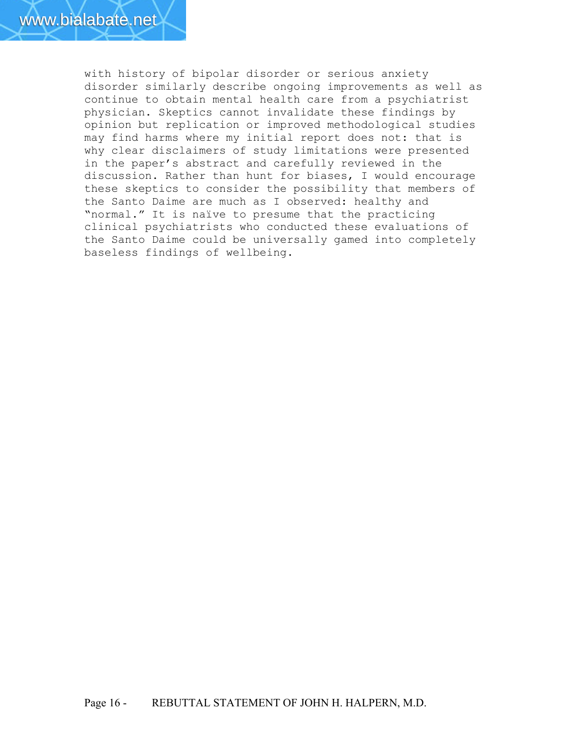with history of bipolar disorder or serious anxiety disorder similarly describe ongoing improvements as well as continue to obtain mental health care from a psychiatrist physician. Skeptics cannot invalidate these findings by opinion but replication or improved methodological studies may find harms where my initial report does not: that is why clear disclaimers of study limitations were presented in the paper's abstract and carefully reviewed in the discussion. Rather than hunt for biases, I would encourage these skeptics to consider the possibility that members of the Santo Daime are much as I observed: healthy and "normal." It is naïve to presume that the practicing clinical psychiatrists who conducted these evaluations of the Santo Daime could be universally gamed into completely baseless findings of wellbeing.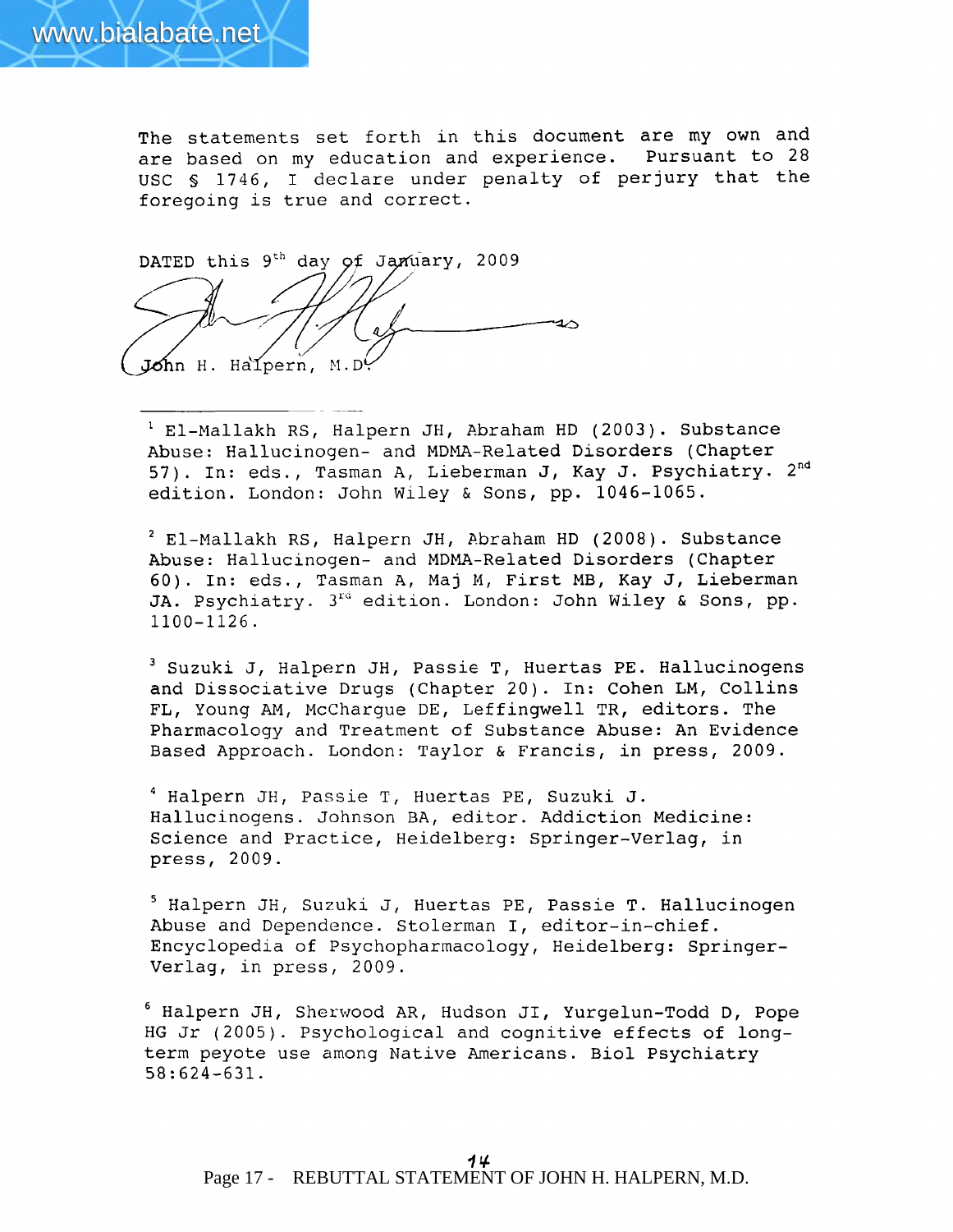The statements set forth in this document are my own and are based on my education and experience. Pursuant to 28 USC § 1746, I declare under penalty of perjury that the foregoing is true and correct.

DATED this 9th day of January, 2009

John H. Halpern, M.D.

---

[1] El-Mallakh RS, Halpern JH, Abraham HD (2003). Substance Abuse: Hallucinogen- and MDMA-Related Disorders (Chapter 57). In: eds., Tasman A, Lieberman J, Kay J. Psychiatry. 2nd edition. London: John Wiley & Sons, pp. 1046-1065.

[2] El-Mallakh RS, Halpern JH, Abraham HD (2008). Substance Abuse: Hallucinogen- and MDMA-Related Disorders (Chapter 60). In: eds., Tasman A, Maj M, First MB, Kay J, Lieberman JA. Psychiatry. 3rd edition. London: John Wiley & Sons, pp. 1100-1126.

[3] Suzuki J, Halpern JH, Passie T, Huertas PE. Hallucinogens and Dissociative Drugs (Chapter 20). In: Cohen LM, Collins FL, Young AM, McChargue DE, Leffingwell TR, editors. The Pharmacology and Treatment of Substance Abuse: An Evidence Based Approach. London: Taylor & Francis, in press, 2009.

[4] Halpern JH, Passie T, Huertas PE, Suzuki J. Hallucinogens. Johnson BA, editor. Addiction Medicine: Science and Practice, Heidelberg: Springer-Verlag, in press, 2009.

[5] Halpern JH, Suzuki J, Huertas PE, Passie T. Hallucinogen Abuse and Dependence. Stolerman I, editor-in-chief. Encyclopedia of Psychopharmacology, Heidelberg: Springer-Verlag, in press, 2009.

[6] Halpern JH, Sherwood AR, Hudson JI, Yurgelun-Todd D, Pope HG Jr (2005). Psychological and cognitive effects of long-term peyote use among Native Americans. Biol Psychiatry 58:624-631.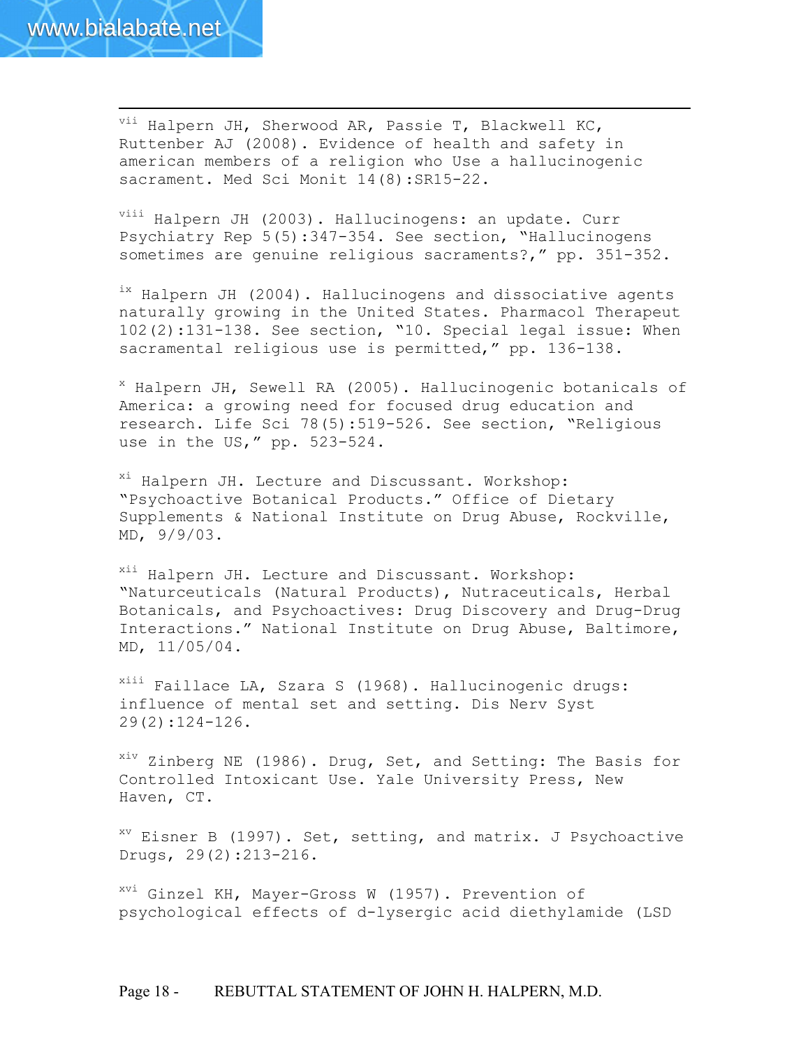[vii] Halpern JH, Sherwood AR, Passie T, Blackwell KC, Ruttenber AJ (2008). Evidence of health and safety in american members of a religion who Use a hallucinogenic sacrament. Med Sci Monit 14(8):SR15-22.

[viii] Halpern JH (2003). Hallucinogens: an update. Curr Psychiatry Rep 5(5):347-354. See section, "Hallucinogens sometimes are genuine religious sacraments?," pp. 351-352.

[ix] Halpern JH (2004). Hallucinogens and dissociative agents naturally growing in the United States. Pharmacol Therapeut 102(2):131-138. See section, "10. Special legal issue: When sacramental religious use is permitted," pp. 136-138.

[x] Halpern JH, Sewell RA (2005). Hallucinogenic botanicals of America: a growing need for focused drug education and research. Life Sci 78(5):519-526. See section, "Religious use in the US," pp. 523-524.

[xi] Halpern JH. Lecture and Discussant. Workshop: "Psychoactive Botanical Products." Office of Dietary Supplements & National Institute on Drug Abuse, Rockville, MD, 9/9/03.

[xii] Halpern JH. Lecture and Discussant. Workshop: "Naturceuticals (Natural Products), Nutraceuticals, Herbal Botanicals, and Psychoactives: Drug Discovery and Drug-Drug Interactions." National Institute on Drug Abuse, Baltimore, MD, 11/05/04.

[xiii] Faillace LA, Szara S (1968). Hallucinogenic drugs: influence of mental set and setting. Dis Nerv Syst 29(2):124-126.

[xiv] Zinberg NE (1986). Drug, Set, and Setting: The Basis for Controlled Intoxicant Use. Yale University Press, New Haven, CT.

[xv] Eisner B (1997). Set, setting, and matrix. J Psychoactive Drugs, 29(2):213-216.

[xvi] Ginzel KH, Mayer-Gross W (1957). Prevention of psychological effects of d-lysergic acid diethylamide (LSD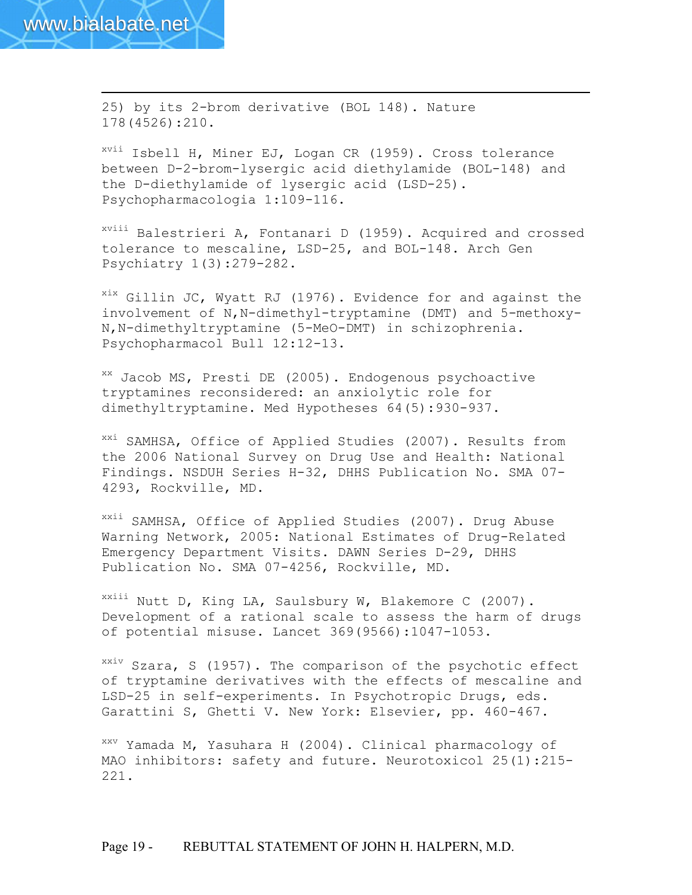25) by its 2-brom derivative (BOL 148). Nature 178(4526):210.

[xvii] Isbell H, Miner EJ, Logan CR (1959). Cross tolerance between D-2-brom-lysergic acid diethylamide (BOL-148) and the D-diethylamide of lysergic acid (LSD-25). Psychopharmacologia 1:109-116.

[xviii] Balestrieri A, Fontanari D (1959). Acquired and crossed tolerance to mescaline, LSD-25, and BOL-148. Arch Gen Psychiatry 1(3):279-282.

[xix] Gillin JC, Wyatt RJ (1976). Evidence for and against the involvement of N,N-dimethyl-tryptamine (DMT) and 5-methoxy-N,N-dimethyltryptamine (5-MeO-DMT) in schizophrenia. Psychopharmacol Bull 12:12-13.

[xx] Jacob MS, Presti DE (2005). Endogenous psychoactive tryptamines reconsidered: an anxiolytic role for dimethyltryptamine. Med Hypotheses 64(5):930-937.

[xxi] SAMHSA, Office of Applied Studies (2007). Results from the 2006 National Survey on Drug Use and Health: National Findings. NSDUH Series H-32, DHHS Publication No. SMA 07-4293, Rockville, MD.

[xxii] SAMHSA, Office of Applied Studies (2007). Drug Abuse Warning Network, 2005: National Estimates of Drug-Related Emergency Department Visits. DAWN Series D-29, DHHS Publication No. SMA 07-4256, Rockville, MD.

[xxiii] Nutt D, King LA, Saulsbury W, Blakemore C (2007). Development of a rational scale to assess the harm of drugs of potential misuse. Lancet 369(9566):1047-1053.

[xxiv] Szara, S (1957). The comparison of the psychotic effect of tryptamine derivatives with the effects of mescaline and LSD-25 in self-experiments. In Psychotropic Drugs, eds. Garattini S, Ghetti V. New York: Elsevier, pp. 460-467.

[xxv] Yamada M, Yasuhara H (2004). Clinical pharmacology of MAO inhibitors: safety and future. Neurotoxicol 25(1):215-221.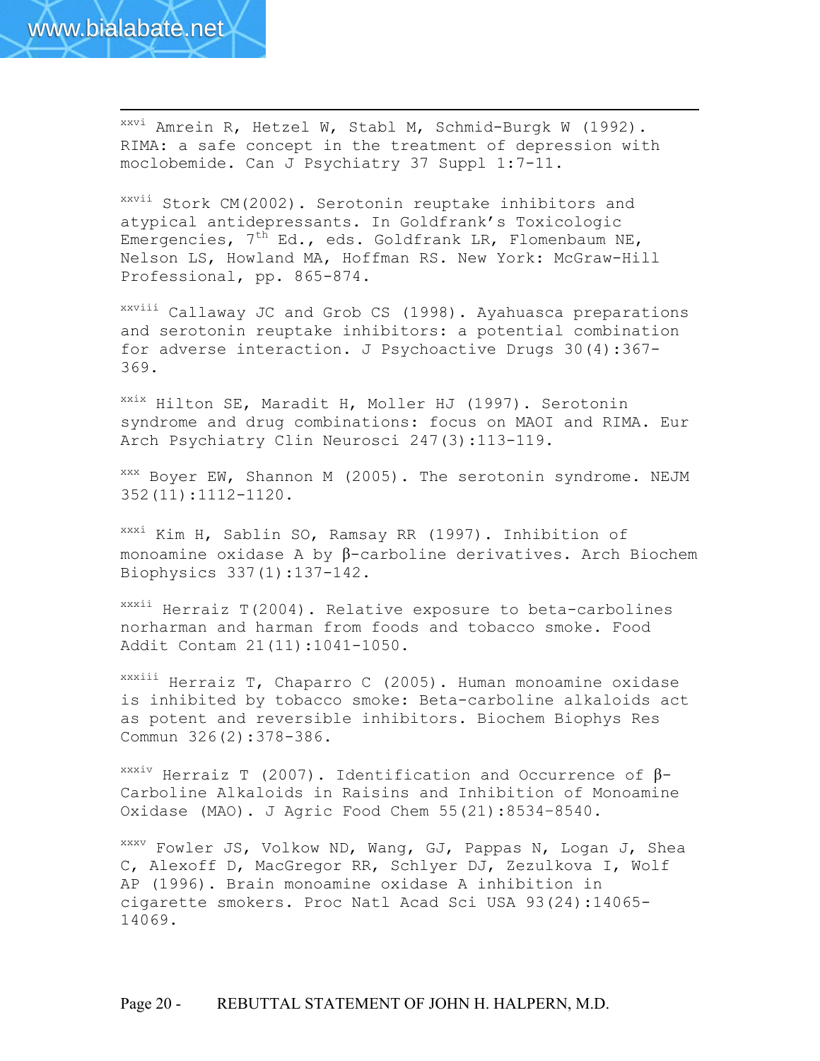[xxvi] Amrein R, Hetzel W, Stabl M, Schmid-Burgk W (1992). RIMA: a safe concept in the treatment of depression with moclobemide. Can J Psychiatry 37 Suppl 1:7-11.

[xxvii] Stork CM(2002). Serotonin reuptake inhibitors and atypical antidepressants. In Goldfrank's Toxicologic Emergencies, 7th Ed., eds. Goldfrank LR, Flomenbaum NE, Nelson LS, Howland MA, Hoffman RS. New York: McGraw-Hill Professional, pp. 865-874.

[xxviii] Callaway JC and Grob CS (1998). Ayahuasca preparations and serotonin reuptake inhibitors: a potential combination for adverse interaction. J Psychoactive Drugs 30(4):367-369.

[xxix] Hilton SE, Maradit H, Moller HJ (1997). Serotonin syndrome and drug combinations: focus on MAOI and RIMA. Eur Arch Psychiatry Clin Neurosci 247(3):113-119.

[xxx] Boyer EW, Shannon M (2005). The serotonin syndrome. NEJM 352(11):1112-1120.

[xxxi] Kim H, Sablin SO, Ramsay RR (1997). Inhibition of monoamine oxidase A by β-carboline derivatives. Arch Biochem Biophysics 337(1):137-142.

[xxxii] Herraiz T(2004). Relative exposure to beta-carbolines norharman and harman from foods and tobacco smoke. Food Addit Contam 21(11):1041-1050.

[xxxiii] Herraiz T, Chaparro C (2005). Human monoamine oxidase is inhibited by tobacco smoke: Beta-carboline alkaloids act as potent and reversible inhibitors. Biochem Biophys Res Commun 326(2):378-386.

[xxxiv] Herraiz T (2007). Identification and Occurrence of β-Carboline Alkaloids in Raisins and Inhibition of Monoamine Oxidase (MAO). J Agric Food Chem 55(21):8534–8540.

[xxxv] Fowler JS, Volkow ND, Wang, GJ, Pappas N, Logan J, Shea C, Alexoff D, MacGregor RR, Schlyer DJ, Zezulkova I, Wolf AP (1996). Brain monoamine oxidase A inhibition in cigarette smokers. Proc Natl Acad Sci USA 93(24):14065-14069.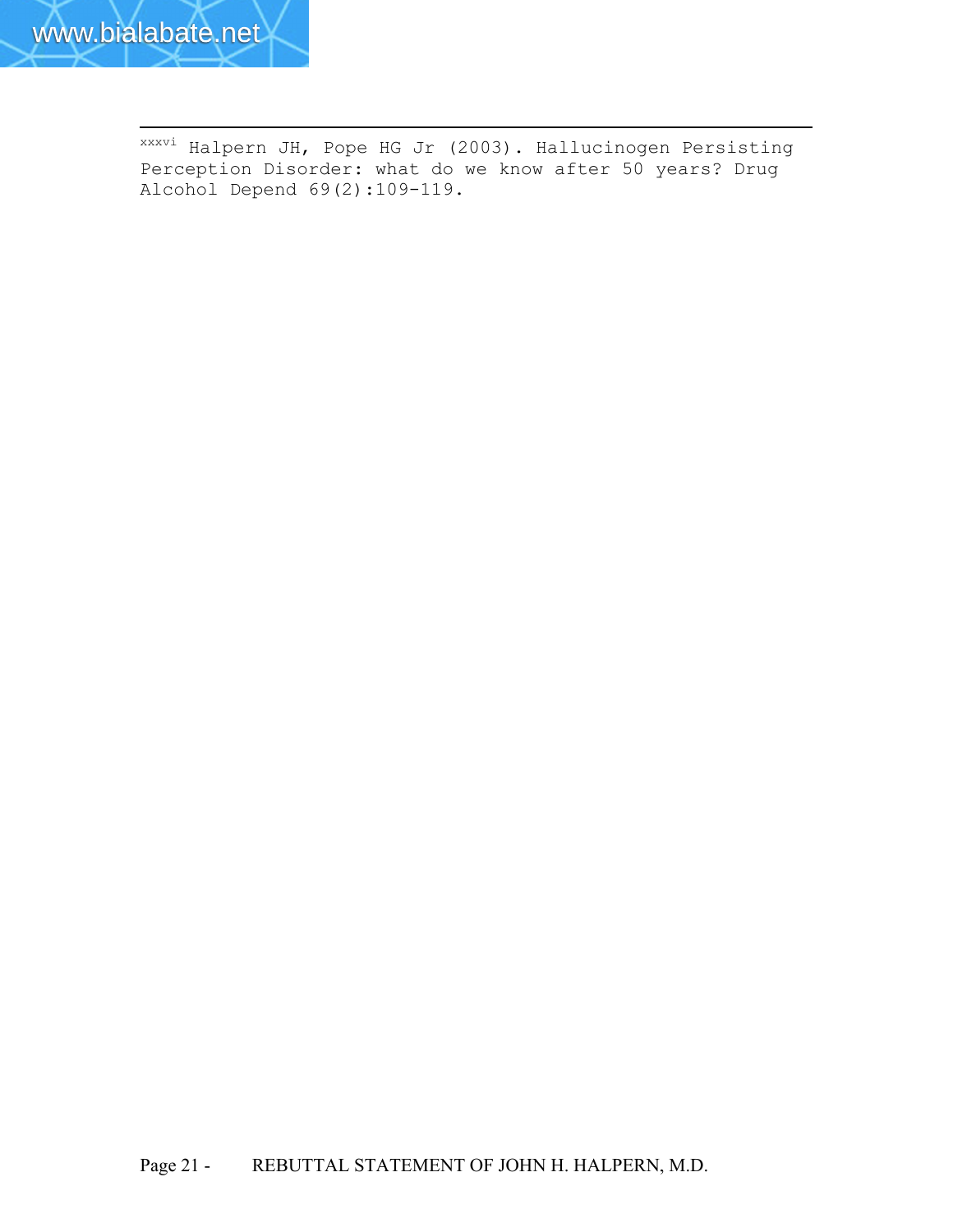[xxxvi] Halpern JH, Pope HG Jr (2003). Hallucinogen Persisting Perception Disorder: what do we know after 50 years? Drug Alcohol Depend 69(2):109-119.